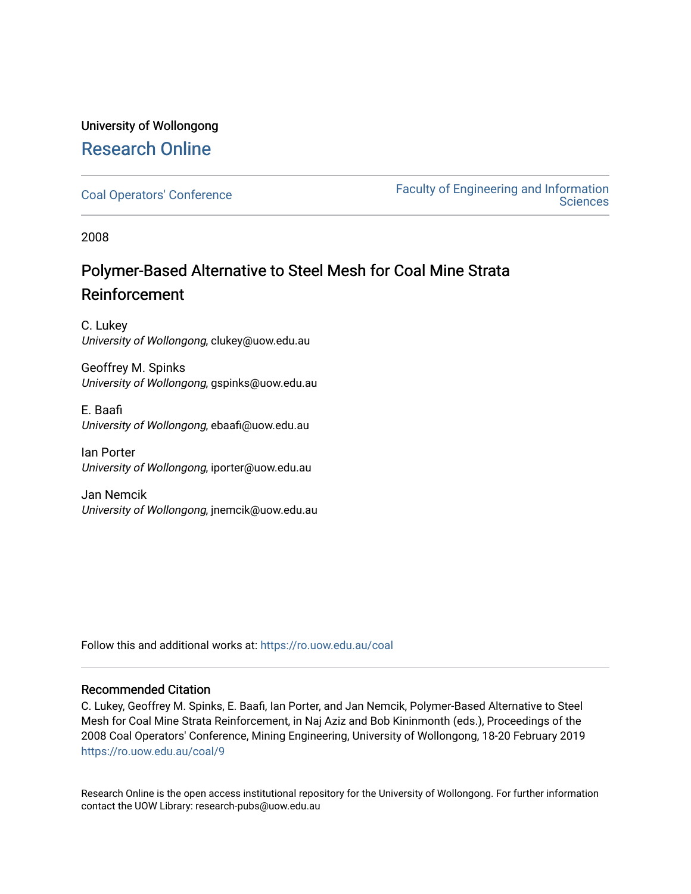University of Wollongong

# Research Online

Coal Operators' Conference

Faculty of Engineering and Information Sciences

2008

## Polymer-Based Alternative to Steel Mesh for Coal Mine Strata Reinforcement

C. Lukey
*University of Wollongong*, clukey@uow.edu.au

Geoffrey M. Spinks
*University of Wollongong*, gspinks@uow.edu.au

E. Baafi
*University of Wollongong*, ebaafi@uow.edu.au

Ian Porter
*University of Wollongong*, iporter@uow.edu.au

Jan Nemcik
*University of Wollongong*, jnemcik@uow.edu.au

Follow this and additional works at: https://ro.uow.edu.au/coal

### Recommended Citation

C. Lukey, Geoffrey M. Spinks, E. Baafi, Ian Porter, and Jan Nemcik, Polymer-Based Alternative to Steel Mesh for Coal Mine Strata Reinforcement, in Naj Aziz and Bob Kininmonth (eds.), Proceedings of the 2008 Coal Operators' Conference, Mining Engineering, University of Wollongong, 18-20 February 2019
https://ro.uow.edu.au/coal/9

Research Online is the open access institutional repository for the University of Wollongong. For further information contact the UOW Library: research-pubs@uow.edu.au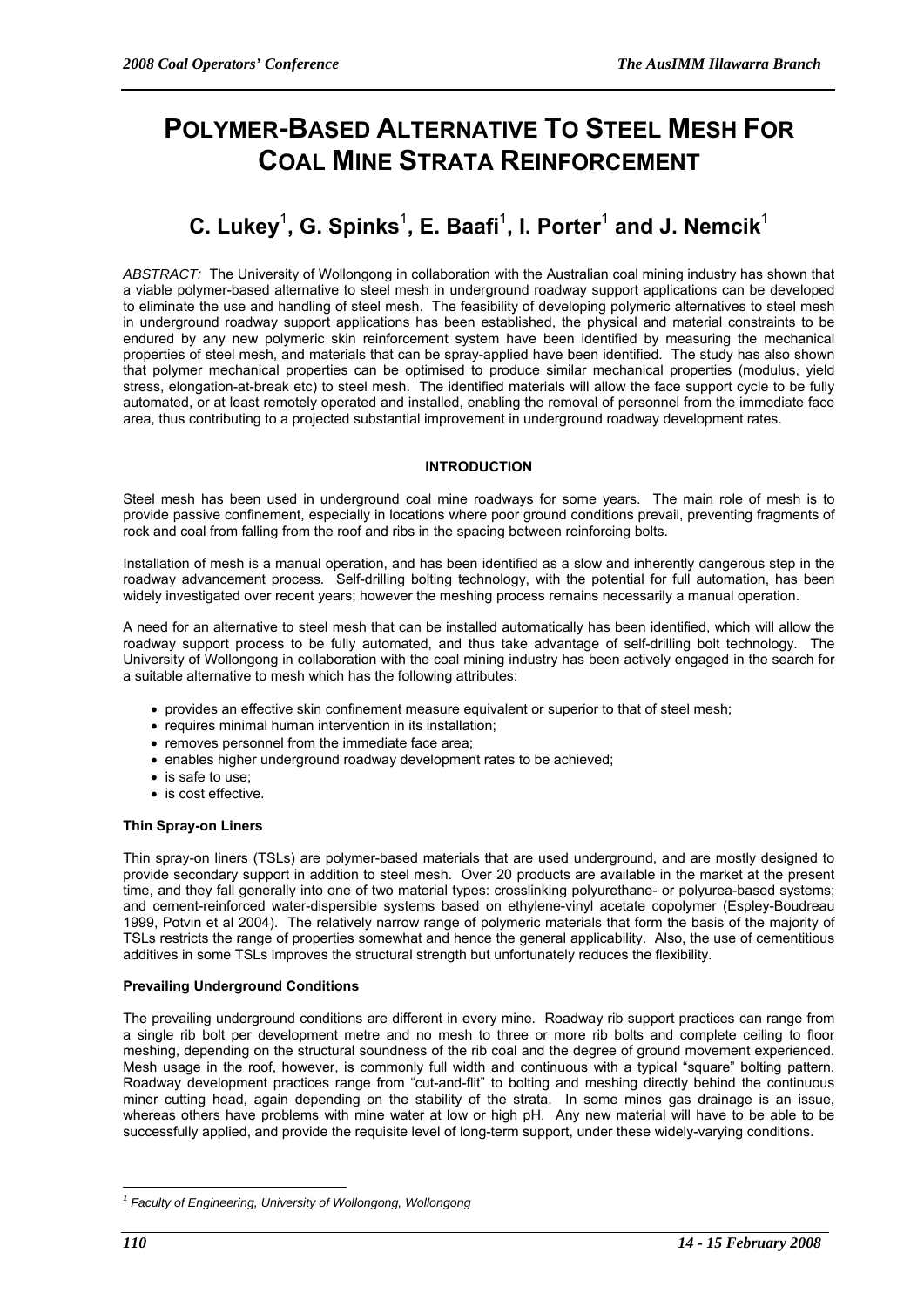# POLYMER-BASED ALTERNATIVE TO STEEL MESH FOR COAL MINE STRATA REINFORCEMENT

## C. Lukey[1], G. Spinks[1], E. Baafi[1], I. Porter[1] and J. Nemcik[1]

*ABSTRACT:* The University of Wollongong in collaboration with the Australian coal mining industry has shown that a viable polymer-based alternative to steel mesh in underground roadway support applications can be developed to eliminate the use and handling of steel mesh. The feasibility of developing polymeric alternatives to steel mesh in underground roadway support applications has been established, the physical and material constraints to be endured by any new polymeric skin reinforcement system have been identified by measuring the mechanical properties of steel mesh, and materials that can be spray-applied have been identified. The study has also shown that polymer mechanical properties can be optimised to produce similar mechanical properties (modulus, yield stress, elongation-at-break etc) to steel mesh. The identified materials will allow the face support cycle to be fully automated, or at least remotely operated and installed, enabling the removal of personnel from the immediate face area, thus contributing to a projected substantial improvement in underground roadway development rates.

## INTRODUCTION

Steel mesh has been used in underground coal mine roadways for some years. The main role of mesh is to provide passive confinement, especially in locations where poor ground conditions prevail, preventing fragments of rock and coal from falling from the roof and ribs in the spacing between reinforcing bolts.

Installation of mesh is a manual operation, and has been identified as a slow and inherently dangerous step in the roadway advancement process. Self-drilling bolting technology, with the potential for full automation, has been widely investigated over recent years; however the meshing process remains necessarily a manual operation.

A need for an alternative to steel mesh that can be installed automatically has been identified, which will allow the roadway support process to be fully automated, and thus take advantage of self-drilling bolt technology. The University of Wollongong in collaboration with the coal mining industry has been actively engaged in the search for a suitable alternative to mesh which has the following attributes:

- provides an effective skin confinement measure equivalent or superior to that of steel mesh;
- requires minimal human intervention in its installation;
- removes personnel from the immediate face area;
- enables higher underground roadway development rates to be achieved;
- is safe to use;
- is cost effective.

### Thin Spray-on Liners

Thin spray-on liners (TSLs) are polymer-based materials that are used underground, and are mostly designed to provide secondary support in addition to steel mesh. Over 20 products are available in the market at the present time, and they fall generally into one of two material types: crosslinking polyurethane- or polyurea-based systems; and cement-reinforced water-dispersible systems based on ethylene-vinyl acetate copolymer (Espley-Boudreau 1999, Potvin et al 2004). The relatively narrow range of polymeric materials that form the basis of the majority of TSLs restricts the range of properties somewhat and hence the general applicability. Also, the use of cementitious additives in some TSLs improves the structural strength but unfortunately reduces the flexibility.

### Prevailing Underground Conditions

The prevailing underground conditions are different in every mine. Roadway rib support practices can range from a single rib bolt per development metre and no mesh to three or more rib bolts and complete ceiling to floor meshing, depending on the structural soundness of the rib coal and the degree of ground movement experienced. Mesh usage in the roof, however, is commonly full width and continuous with a typical "square" bolting pattern. Roadway development practices range from "cut-and-flit" to bolting and meshing directly behind the continuous miner cutting head, again depending on the stability of the strata. In some mines gas drainage is an issue, whereas others have problems with mine water at low or high pH. Any new material will have to be able to be successfully applied, and provide the requisite level of long-term support, under these widely-varying conditions.

[1] *Faculty of Engineering, University of Wollongong, Wollongong*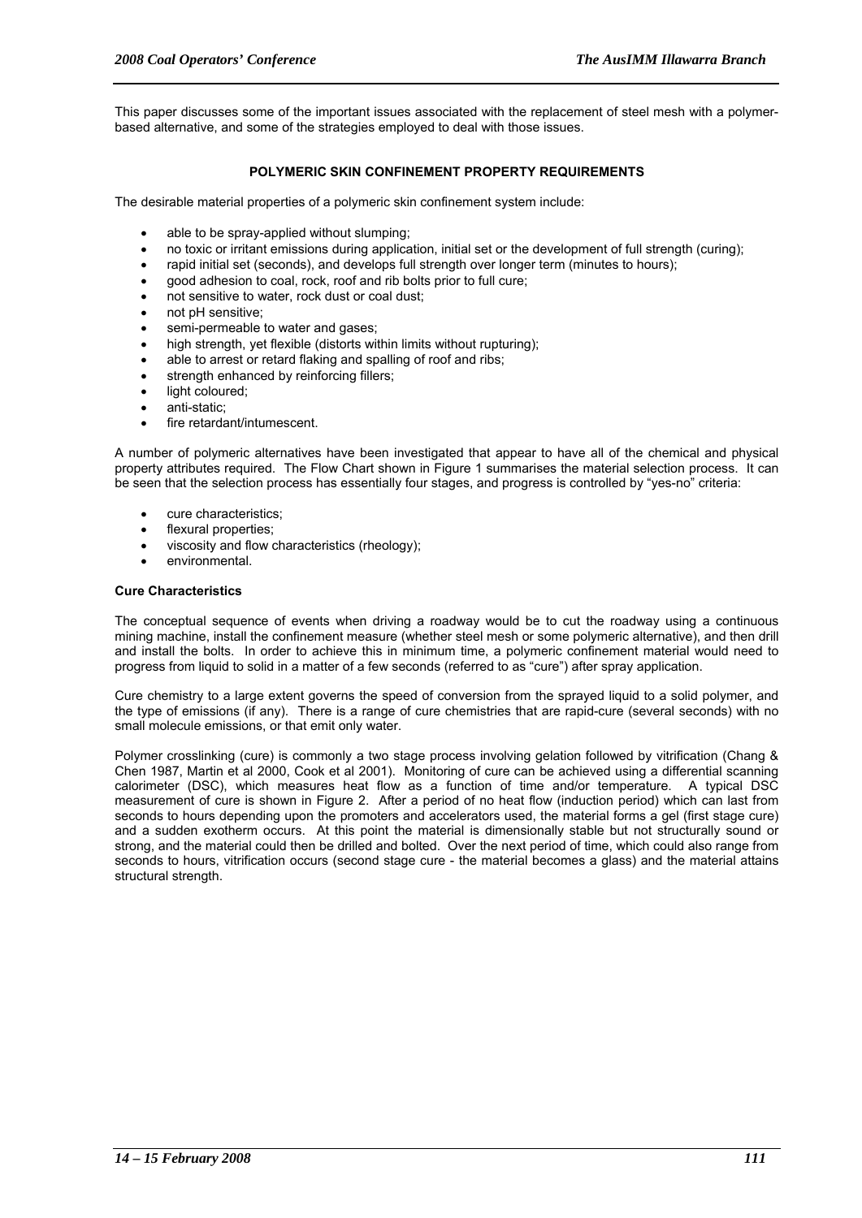This paper discusses some of the important issues associated with the replacement of steel mesh with a polymer-based alternative, and some of the strategies employed to deal with those issues.

## POLYMERIC SKIN CONFINEMENT PROPERTY REQUIREMENTS

The desirable material properties of a polymeric skin confinement system include:

- able to be spray-applied without slumping;
- no toxic or irritant emissions during application, initial set or the development of full strength (curing);
- rapid initial set (seconds), and develops full strength over longer term (minutes to hours);
- good adhesion to coal, rock, roof and rib bolts prior to full cure;
- not sensitive to water, rock dust or coal dust;
- not pH sensitive;
- semi-permeable to water and gases;
- high strength, yet flexible (distorts within limits without rupturing);
- able to arrest or retard flaking and spalling of roof and ribs;
- strength enhanced by reinforcing fillers;
- light coloured;
- anti-static;
- fire retardant/intumescent.

A number of polymeric alternatives have been investigated that appear to have all of the chemical and physical property attributes required. The Flow Chart shown in Figure 1 summarises the material selection process. It can be seen that the selection process has essentially four stages, and progress is controlled by "yes-no" criteria:

- cure characteristics;
- flexural properties;
- viscosity and flow characteristics (rheology);
- environmental.

### Cure Characteristics

The conceptual sequence of events when driving a roadway would be to cut the roadway using a continuous mining machine, install the confinement measure (whether steel mesh or some polymeric alternative), and then drill and install the bolts. In order to achieve this in minimum time, a polymeric confinement material would need to progress from liquid to solid in a matter of a few seconds (referred to as "cure") after spray application.

Cure chemistry to a large extent governs the speed of conversion from the sprayed liquid to a solid polymer, and the type of emissions (if any). There is a range of cure chemistries that are rapid-cure (several seconds) with no small molecule emissions, or that emit only water.

Polymer crosslinking (cure) is commonly a two stage process involving gelation followed by vitrification (Chang & Chen 1987, Martin et al 2000, Cook et al 2001). Monitoring of cure can be achieved using a differential scanning calorimeter (DSC), which measures heat flow as a function of time and/or temperature. A typical DSC measurement of cure is shown in Figure 2. After a period of no heat flow (induction period) which can last from seconds to hours depending upon the promoters and accelerators used, the material forms a gel (first stage cure) and a sudden exotherm occurs. At this point the material is dimensionally stable but not structurally sound or strong, and the material could then be drilled and bolted. Over the next period of time, which could also range from seconds to hours, vitrification occurs (second stage cure - the material becomes a glass) and the material attains structural strength.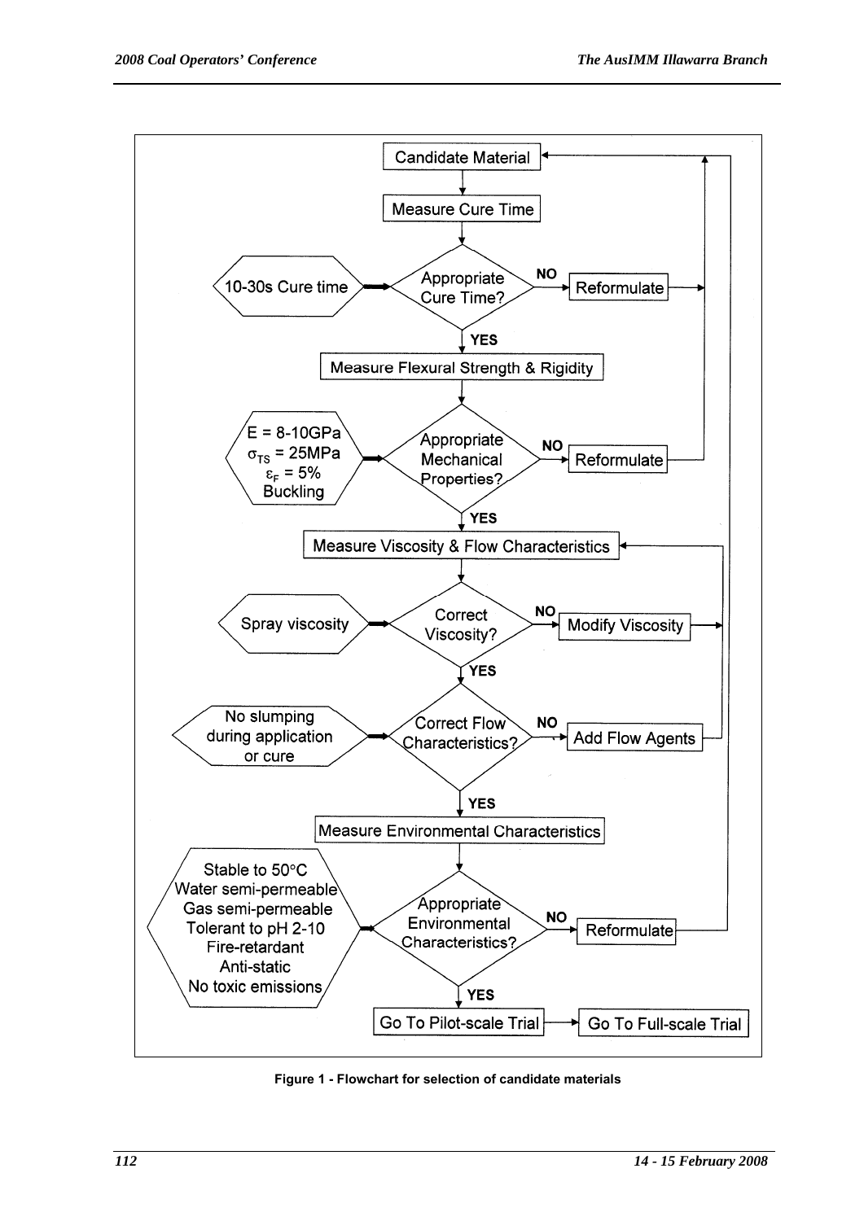Candidate Material

Measure Cure Time

10-30s Cure time → Appropriate Cure Time? — NO → Reformulate

YES

Measure Flexural Strength & Rigidity

$E$ = 8-10GPa
$\sigma_{TS}$ = 25MPa
$\varepsilon_F$ = 5%
Buckling
→ Appropriate Mechanical Properties? — NO → Reformulate

YES

Measure Viscosity & Flow Characteristics

Spray viscosity → Correct Viscosity? — NO → Modify Viscosity

YES

No slumping during application or cure → Correct Flow Characteristics? — NO → Add Flow Agents

YES

Measure Environmental Characteristics

Stable to 50°C
Water semi-permeable
Gas semi-permeable
Tolerant to pH 2-10
Fire-retardant
Anti-static
No toxic emissions
→ Appropriate Environmental Characteristics? — NO → Reformulate

YES

Go To Pilot-scale Trial → Go To Full-scale Trial

**Figure 1 - Flowchart for selection of candidate materials**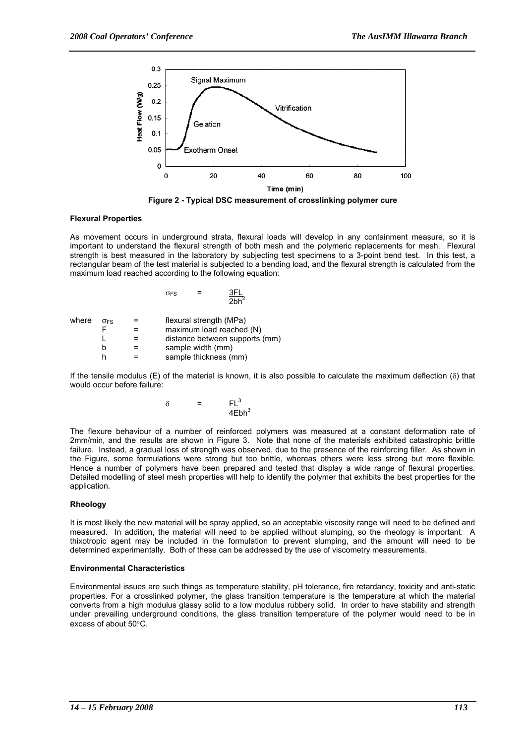Figure 2 - Typical DSC measurement of crosslinking polymer cure

#### Flexural Properties

As movement occurs in underground strata, flexural loads will develop in any containment measure, so it is important to understand the flexural strength of both mesh and the polymeric replacements for mesh. Flexural strength is best measured in the laboratory by subjecting test specimens to a 3-point bend test. In this test, a rectangular beam of the test material is subjected to a bending load, and the flexural strength is calculated from the maximum load reached according to the following equation:

$$\sigma_{FS} = \frac{3FL}{2bh^2}$$

where

- $\sigma_{FS}$ = flexural strength (MPa)
- $F$ = maximum load reached (N)
- $L$ = distance between supports (mm)
- $b$ = sample width (mm)
- $h$ = sample thickness (mm)

If the tensile modulus (E) of the material is known, it is also possible to calculate the maximum deflection ($\delta$) that would occur before failure:

$$\delta = \frac{FL^3}{4Ebh^3}$$

The flexure behaviour of a number of reinforced polymers was measured at a constant deformation rate of 2mm/min, and the results are shown in Figure 3. Note that none of the materials exhibited catastrophic brittle failure. Instead, a gradual loss of strength was observed, due to the presence of the reinforcing filler. As shown in the Figure, some formulations were strong but too brittle, whereas others were less strong but more flexible. Hence a number of polymers have been prepared and tested that display a wide range of flexural properties. Detailed modelling of steel mesh properties will help to identify the polymer that exhibits the best properties for the application.

#### Rheology

It is most likely the new material will be spray applied, so an acceptable viscosity range will need to be defined and measured. In addition, the material will need to be applied without slumping, so the rheology is important. A thixotropic agent may be included in the formulation to prevent slumping, and the amount will need to be determined experimentally. Both of these can be addressed by the use of viscometry measurements.

#### Environmental Characteristics

Environmental issues are such things as temperature stability, pH tolerance, fire retardancy, toxicity and anti-static properties. For a crosslinked polymer, the glass transition temperature is the temperature at which the material converts from a high modulus glassy solid to a low modulus rubbery solid. In order to have stability and strength under prevailing underground conditions, the glass transition temperature of the polymer would need to be in excess of about 50°C.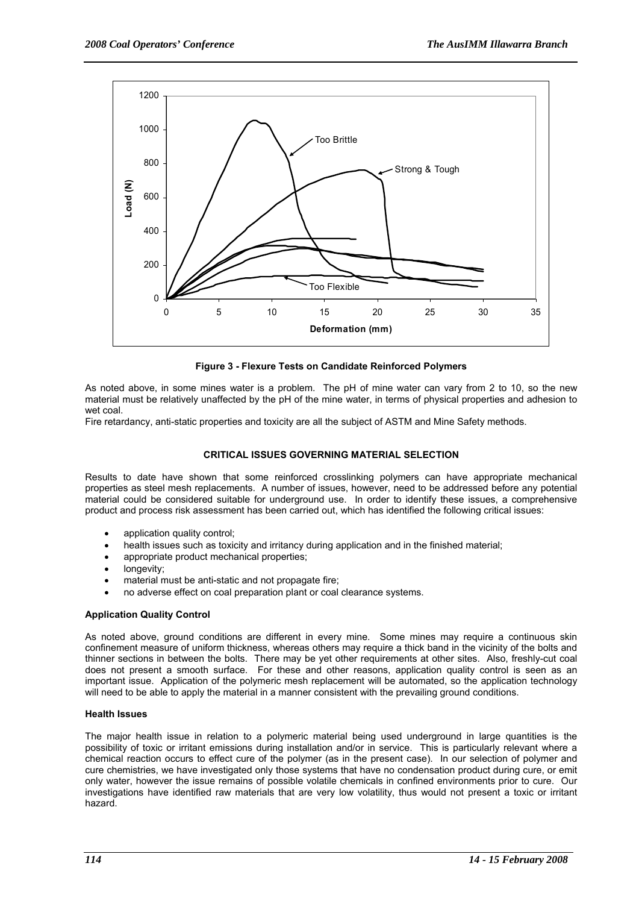Figure 3 - Flexure Tests on Candidate Reinforced Polymers

As noted above, in some mines water is a problem. The pH of mine water can vary from 2 to 10, so the new material must be relatively unaffected by the pH of the mine water, in terms of physical properties and adhesion to wet coal.

Fire retardancy, anti-static properties and toxicity are all the subject of ASTM and Mine Safety methods.

## CRITICAL ISSUES GOVERNING MATERIAL SELECTION

Results to date have shown that some reinforced crosslinking polymers can have appropriate mechanical properties as steel mesh replacements. A number of issues, however, need to be addressed before any potential material could be considered suitable for underground use. In order to identify these issues, a comprehensive product and process risk assessment has been carried out, which has identified the following critical issues:

- application quality control;
- health issues such as toxicity and irritancy during application and in the finished material;
- appropriate product mechanical properties;
- longevity;
- material must be anti-static and not propagate fire;
- no adverse effect on coal preparation plant or coal clearance systems.

### Application Quality Control

As noted above, ground conditions are different in every mine. Some mines may require a continuous skin confinement measure of uniform thickness, whereas others may require a thick band in the vicinity of the bolts and thinner sections in between the bolts. There may be yet other requirements at other sites. Also, freshly-cut coal does not present a smooth surface. For these and other reasons, application quality control is seen as an important issue. Application of the polymeric mesh replacement will be automated, so the application technology will need to be able to apply the material in a manner consistent with the prevailing ground conditions.

### Health Issues

The major health issue in relation to a polymeric material being used underground in large quantities is the possibility of toxic or irritant emissions during installation and/or in service. This is particularly relevant where a chemical reaction occurs to effect cure of the polymer (as in the present case). In our selection of polymer and cure chemistries, we have investigated only those systems that have no condensation product during cure, or emit only water, however the issue remains of possible volatile chemicals in confined environments prior to cure. Our investigations have identified raw materials that are very low volatility, thus would not present a toxic or irritant hazard.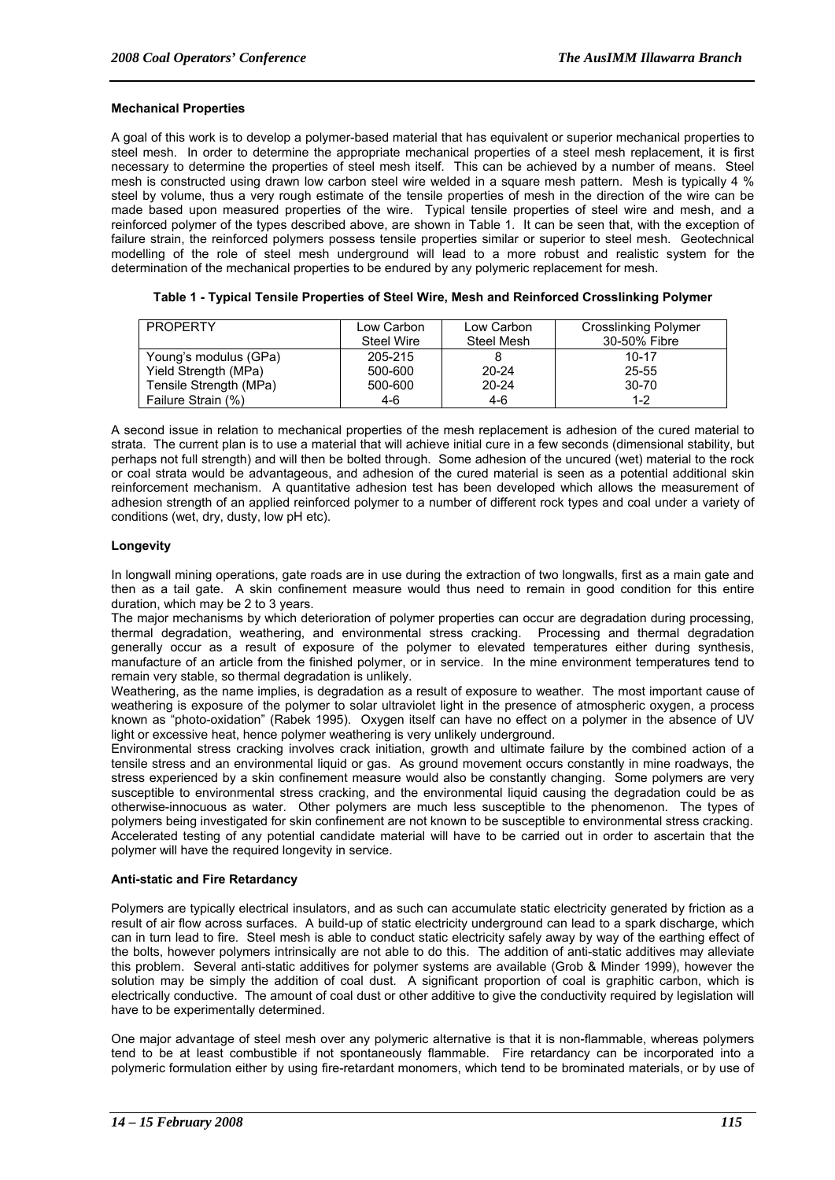#### Mechanical Properties

A goal of this work is to develop a polymer-based material that has equivalent or superior mechanical properties to steel mesh. In order to determine the appropriate mechanical properties of a steel mesh replacement, it is first necessary to determine the properties of steel mesh itself. This can be achieved by a number of means. Steel mesh is constructed using drawn low carbon steel wire welded in a square mesh pattern. Mesh is typically 4 % steel by volume, thus a very rough estimate of the tensile properties of mesh in the direction of the wire can be made based upon measured properties of the wire. Typical tensile properties of steel wire and mesh, and a reinforced polymer of the types described above, are shown in Table 1. It can be seen that, with the exception of failure strain, the reinforced polymers possess tensile properties similar or superior to steel mesh. Geotechnical modelling of the role of steel mesh underground will lead to a more robust and realistic system for the determination of the mechanical properties to be endured by any polymeric replacement for mesh.

**Table 1 - Typical Tensile Properties of Steel Wire, Mesh and Reinforced Crosslinking Polymer**

| PROPERTY | Low Carbon Steel Wire | Low Carbon Steel Mesh | Crosslinking Polymer 30-50% Fibre |
|---|---|---|---|
| Young's modulus (GPa) | 205-215 | 8 | 10-17 |
| Yield Strength (MPa) | 500-600 | 20-24 | 25-55 |
| Tensile Strength (MPa) | 500-600 | 20-24 | 30-70 |
| Failure Strain (%) | 4-6 | 4-6 | 1-2 |

A second issue in relation to mechanical properties of the mesh replacement is adhesion of the cured material to strata. The current plan is to use a material that will achieve initial cure in a few seconds (dimensional stability, but perhaps not full strength) and will then be bolted through. Some adhesion of the uncured (wet) material to the rock or coal strata would be advantageous, and adhesion of the cured material is seen as a potential additional skin reinforcement mechanism. A quantitative adhesion test has been developed which allows the measurement of adhesion strength of an applied reinforced polymer to a number of different rock types and coal under a variety of conditions (wet, dry, dusty, low pH etc).

#### Longevity

In longwall mining operations, gate roads are in use during the extraction of two longwalls, first as a main gate and then as a tail gate. A skin confinement measure would thus need to remain in good condition for this entire duration, which may be 2 to 3 years.

The major mechanisms by which deterioration of polymer properties can occur are degradation during processing, thermal degradation, weathering, and environmental stress cracking. Processing and thermal degradation generally occur as a result of exposure of the polymer to elevated temperatures either during synthesis, manufacture of an article from the finished polymer, or in service. In the mine environment temperatures tend to remain very stable, so thermal degradation is unlikely.

Weathering, as the name implies, is degradation as a result of exposure to weather. The most important cause of weathering is exposure of the polymer to solar ultraviolet light in the presence of atmospheric oxygen, a process known as "photo-oxidation" (Rabek 1995). Oxygen itself can have no effect on a polymer in the absence of UV light or excessive heat, hence polymer weathering is very unlikely underground.

Environmental stress cracking involves crack initiation, growth and ultimate failure by the combined action of a tensile stress and an environmental liquid or gas. As ground movement occurs constantly in mine roadways, the stress experienced by a skin confinement measure would also be constantly changing. Some polymers are very susceptible to environmental stress cracking, and the environmental liquid causing the degradation could be as otherwise-innocuous as water. Other polymers are much less susceptible to the phenomenon. The types of polymers being investigated for skin confinement are not known to be susceptible to environmental stress cracking. Accelerated testing of any potential candidate material will have to be carried out in order to ascertain that the polymer will have the required longevity in service.

#### Anti-static and Fire Retardancy

Polymers are typically electrical insulators, and as such can accumulate static electricity generated by friction as a result of air flow across surfaces. A build-up of static electricity underground can lead to a spark discharge, which can in turn lead to fire. Steel mesh is able to conduct static electricity safely away by way of the earthing effect of the bolts, however polymers intrinsically are not able to do this. The addition of anti-static additives may alleviate this problem. Several anti-static additives for polymer systems are available (Grob & Minder 1999), however the solution may be simply the addition of coal dust. A significant proportion of coal is graphitic carbon, which is electrically conductive. The amount of coal dust or other additive to give the conductivity required by legislation will have to be experimentally determined.

One major advantage of steel mesh over any polymeric alternative is that it is non-flammable, whereas polymers tend to be at least combustible if not spontaneously flammable. Fire retardancy can be incorporated into a polymeric formulation either by using fire-retardant monomers, which tend to be brominated materials, or by use of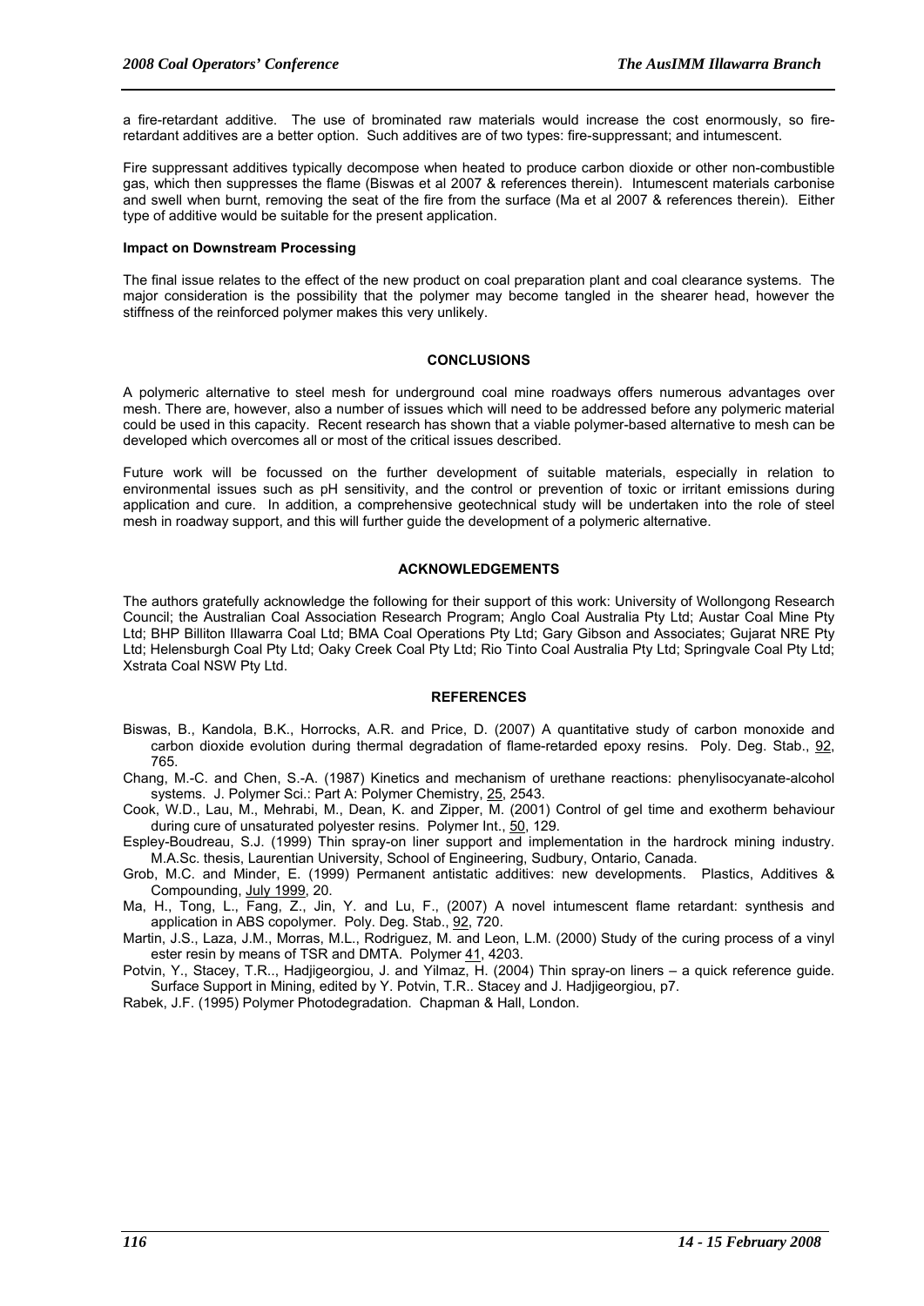a fire-retardant additive. The use of brominated raw materials would increase the cost enormously, so fire-retardant additives are a better option. Such additives are of two types: fire-suppressant; and intumescent.

Fire suppressant additives typically decompose when heated to produce carbon dioxide or other non-combustible gas, which then suppresses the flame (Biswas et al 2007 & references therein). Intumescent materials carbonise and swell when burnt, removing the seat of the fire from the surface (Ma et al 2007 & references therein). Either type of additive would be suitable for the present application.

#### Impact on Downstream Processing

The final issue relates to the effect of the new product on coal preparation plant and coal clearance systems. The major consideration is the possibility that the polymer may become tangled in the shearer head, however the stiffness of the reinforced polymer makes this very unlikely.

## CONCLUSIONS

A polymeric alternative to steel mesh for underground coal mine roadways offers numerous advantages over mesh. There are, however, also a number of issues which will need to be addressed before any polymeric material could be used in this capacity. Recent research has shown that a viable polymer-based alternative to mesh can be developed which overcomes all or most of the critical issues described.

Future work will be focussed on the further development of suitable materials, especially in relation to environmental issues such as pH sensitivity, and the control or prevention of toxic or irritant emissions during application and cure. In addition, a comprehensive geotechnical study will be undertaken into the role of steel mesh in roadway support, and this will further guide the development of a polymeric alternative.

## ACKNOWLEDGEMENTS

The authors gratefully acknowledge the following for their support of this work: University of Wollongong Research Council; the Australian Coal Association Research Program; Anglo Coal Australia Pty Ltd; Austar Coal Mine Pty Ltd; BHP Billiton Illawarra Coal Ltd; BMA Coal Operations Pty Ltd; Gary Gibson and Associates; Gujarat NRE Pty Ltd; Helensburgh Coal Pty Ltd; Oaky Creek Coal Pty Ltd; Rio Tinto Coal Australia Pty Ltd; Springvale Coal Pty Ltd; Xstrata Coal NSW Pty Ltd.

## REFERENCES

Biswas, B., Kandola, B.K., Horrocks, A.R. and Price, D. (2007) A quantitative study of carbon monoxide and carbon dioxide evolution during thermal degradation of flame-retarded epoxy resins. Poly. Deg. Stab., 92, 765.

Chang, M.-C. and Chen, S.-A. (1987) Kinetics and mechanism of urethane reactions: phenylisocyanate-alcohol systems. J. Polymer Sci.: Part A: Polymer Chemistry, 25, 2543.

Cook, W.D., Lau, M., Mehrabi, M., Dean, K. and Zipper, M. (2001) Control of gel time and exotherm behaviour during cure of unsaturated polyester resins. Polymer Int., 50, 129.

Espley-Boudreau, S.J. (1999) Thin spray-on liner support and implementation in the hardrock mining industry. M.A.Sc. thesis, Laurentian University, School of Engineering, Sudbury, Ontario, Canada.

Grob, M.C. and Minder, E. (1999) Permanent antistatic additives: new developments. Plastics, Additives & Compounding, July 1999, 20.

Ma, H., Tong, L., Fang, Z., Jin, Y. and Lu, F., (2007) A novel intumescent flame retardant: synthesis and application in ABS copolymer. Poly. Deg. Stab., 92, 720.

Martin, J.S., Laza, J.M., Morras, M.L., Rodriguez, M. and Leon, L.M. (2000) Study of the curing process of a vinyl ester resin by means of TSR and DMTA. Polymer 41, 4203.

Potvin, Y., Stacey, T.R.., Hadjigeorgiou, J. and Yilmaz, H. (2004) Thin spray-on liners – a quick reference guide. Surface Support in Mining, edited by Y. Potvin, T.R.. Stacey and J. Hadjigeorgiou, p7.

Rabek, J.F. (1995) Polymer Photodegradation. Chapman & Hall, London.